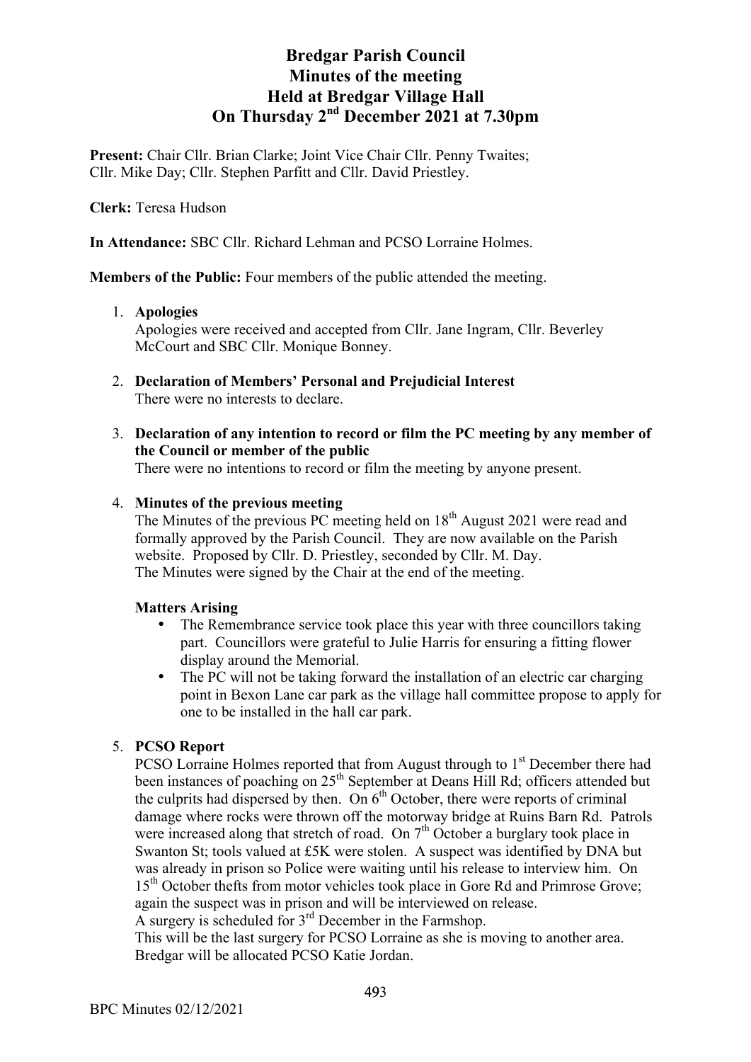# Bredgar Parish Council
## Minutes of the meeting
## Held at Bredgar Village Hall
## On Thursday 2nd December 2021 at 7.30pm

**Present:** Chair Cllr. Brian Clarke; Joint Vice Chair Cllr. Penny Twaites; Cllr. Mike Day; Cllr. Stephen Parfitt and Cllr. David Priestley.

**Clerk:** Teresa Hudson

**In Attendance:** SBC Cllr. Richard Lehman and PCSO Lorraine Holmes.

**Members of the Public:** Four members of the public attended the meeting.

1. **Apologies**
   Apologies were received and accepted from Cllr. Jane Ingram, Cllr. Beverley McCourt and SBC Cllr. Monique Bonney.

2. **Declaration of Members' Personal and Prejudicial Interest**
   There were no interests to declare.

3. **Declaration of any intention to record or film the PC meeting by any member of the Council or member of the public**
   There were no intentions to record or film the meeting by anyone present.

4. **Minutes of the previous meeting**
   The Minutes of the previous PC meeting held on 18th August 2021 were read and formally approved by the Parish Council. They are now available on the Parish website. Proposed by Cllr. D. Priestley, seconded by Cllr. M. Day.
   The Minutes were signed by the Chair at the end of the meeting.

   **Matters Arising**
   - The Remembrance service took place this year with three councillors taking part. Councillors were grateful to Julie Harris for ensuring a fitting flower display around the Memorial.
   - The PC will not be taking forward the installation of an electric car charging point in Bexon Lane car park as the village hall committee propose to apply for one to be installed in the hall car park.

5. **PCSO Report**
   PCSO Lorraine Holmes reported that from August through to 1st December there had been instances of poaching on 25th September at Deans Hill Rd; officers attended but the culprits had dispersed by then. On 6th October, there were reports of criminal damage where rocks were thrown off the motorway bridge at Ruins Barn Rd. Patrols were increased along that stretch of road. On 7th October a burglary took place in Swanton St; tools valued at £5K were stolen. A suspect was identified by DNA but was already in prison so Police were waiting until his release to interview him. On 15th October thefts from motor vehicles took place in Gore Rd and Primrose Grove; again the suspect was in prison and will be interviewed on release.
   A surgery is scheduled for 3rd December in the Farmshop.
   This will be the last surgery for PCSO Lorraine as she is moving to another area. Bredgar will be allocated PCSO Katie Jordan.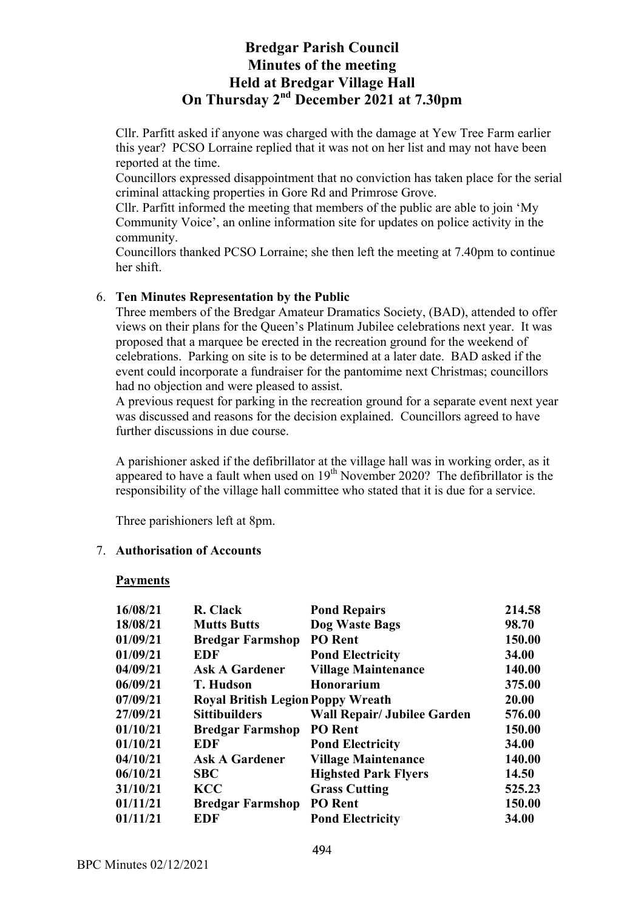# Bredgar Parish Council
# Minutes of the meeting
# Held at Bredgar Village Hall
# On Thursday 2nd December 2021 at 7.30pm

Cllr. Parfitt asked if anyone was charged with the damage at Yew Tree Farm earlier this year? PCSO Lorraine replied that it was not on her list and may not have been reported at the time.

Councillors expressed disappointment that no conviction has taken place for the serial criminal attacking properties in Gore Rd and Primrose Grove.

Cllr. Parfitt informed the meeting that members of the public are able to join 'My Community Voice', an online information site for updates on police activity in the community.

Councillors thanked PCSO Lorraine; she then left the meeting at 7.40pm to continue her shift.

6. **Ten Minutes Representation by the Public**

Three members of the Bredgar Amateur Dramatics Society, (BAD), attended to offer views on their plans for the Queen's Platinum Jubilee celebrations next year. It was proposed that a marquee be erected in the recreation ground for the weekend of celebrations. Parking on site is to be determined at a later date. BAD asked if the event could incorporate a fundraiser for the pantomime next Christmas; councillors had no objection and were pleased to assist.

A previous request for parking in the recreation ground for a separate event next year was discussed and reasons for the decision explained. Councillors agreed to have further discussions in due course.

A parishioner asked if the defibrillator at the village hall was in working order, as it appeared to have a fault when used on 19th November 2020? The defibrillator is the responsibility of the village hall committee who stated that it is due for a service.

Three parishioners left at 8pm.

7. **Authorisation of Accounts**

**Payments**

| | | | |
|---|---|---|---|
| **16/08/21** | **R. Clack** | **Pond Repairs** | **214.58** |
| **18/08/21** | **Mutts Butts** | **Dog Waste Bags** | **98.70** |
| **01/09/21** | **Bredgar Farmshop** | **PO Rent** | **150.00** |
| **01/09/21** | **EDF** | **Pond Electricity** | **34.00** |
| **04/09/21** | **Ask A Gardener** | **Village Maintenance** | **140.00** |
| **06/09/21** | **T. Hudson** | **Honorarium** | **375.00** |
| **07/09/21** | **Royal British Legion** | **Poppy Wreath** | **20.00** |
| **27/09/21** | **Sittibuilders** | **Wall Repair/ Jubilee Garden** | **576.00** |
| **01/10/21** | **Bredgar Farmshop** | **PO Rent** | **150.00** |
| **01/10/21** | **EDF** | **Pond Electricity** | **34.00** |
| **04/10/21** | **Ask A Gardener** | **Village Maintenance** | **140.00** |
| **06/10/21** | **SBC** | **Highsted Park Flyers** | **14.50** |
| **31/10/21** | **KCC** | **Grass Cutting** | **525.23** |
| **01/11/21** | **Bredgar Farmshop** | **PO Rent** | **150.00** |
| **01/11/21** | **EDF** | **Pond Electricity** | **34.00** |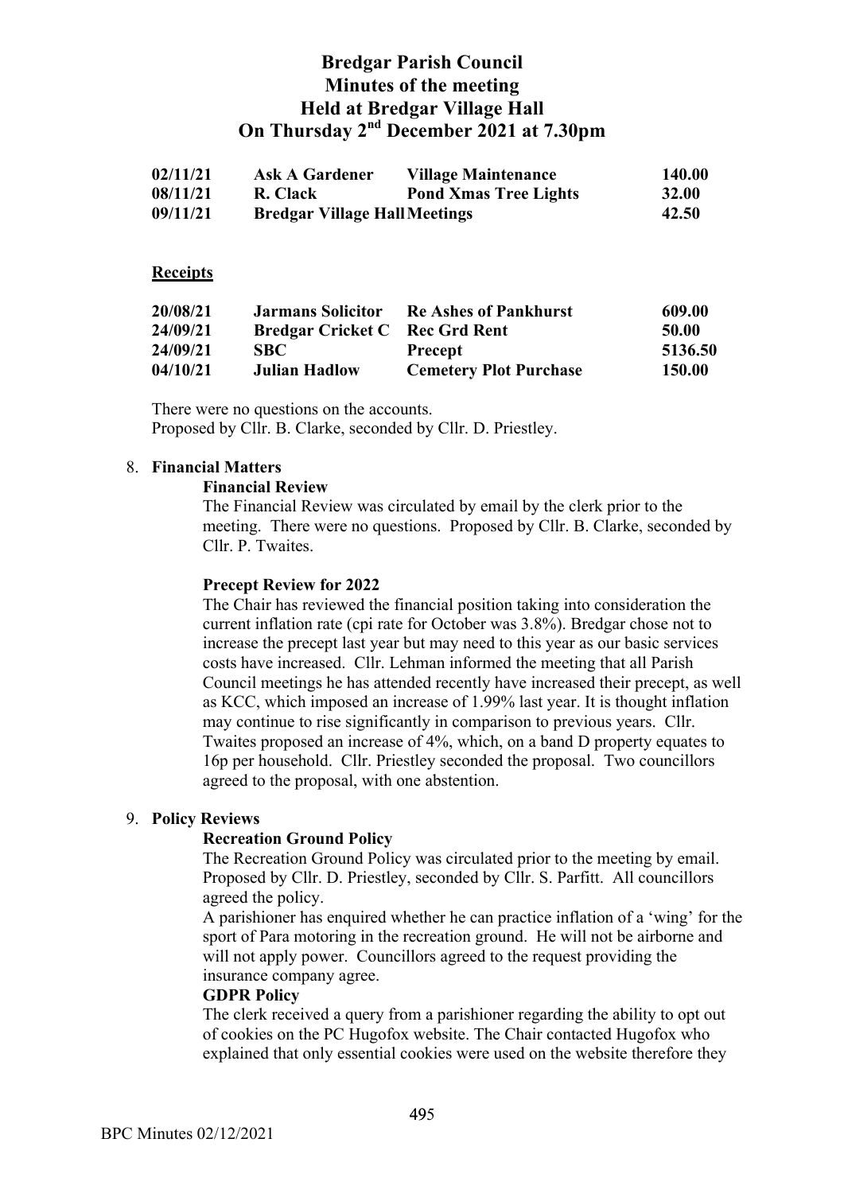# Bredgar Parish Council
# Minutes of the meeting
# Held at Bredgar Village Hall
# On Thursday 2nd December 2021 at 7.30pm

| | | | |
|---|---|---|---|
| **02/11/21** | **Ask A Gardener** | **Village Maintenance** | **140.00** |
| **08/11/21** | **R. Clack** | **Pond Xmas Tree Lights** | **32.00** |
| **09/11/21** | **Bredgar Village Hall** | **Meetings** | **42.50** |

**Receipts**

| | | | |
|---|---|---|---|
| **20/08/21** | **Jarmans Solicitor** | **Re Ashes of Pankhurst** | **609.00** |
| **24/09/21** | **Bredgar Cricket C** | **Rec Grd Rent** | **50.00** |
| **24/09/21** | **SBC** | **Precept** | **5136.50** |
| **04/10/21** | **Julian Hadlow** | **Cemetery Plot Purchase** | **150.00** |

There were no questions on the accounts.
Proposed by Cllr. B. Clarke, seconded by Cllr. D. Priestley.

8. **Financial Matters**

**Financial Review**

The Financial Review was circulated by email by the clerk prior to the meeting. There were no questions. Proposed by Cllr. B. Clarke, seconded by Cllr. P. Twaites.

**Precept Review for 2022**

The Chair has reviewed the financial position taking into consideration the current inflation rate (cpi rate for October was 3.8%). Bredgar chose not to increase the precept last year but may need to this year as our basic services costs have increased. Cllr. Lehman informed the meeting that all Parish Council meetings he has attended recently have increased their precept, as well as KCC, which imposed an increase of 1.99% last year. It is thought inflation may continue to rise significantly in comparison to previous years. Cllr. Twaites proposed an increase of 4%, which, on a band D property equates to 16p per household. Cllr. Priestley seconded the proposal. Two councillors agreed to the proposal, with one abstention.

9. **Policy Reviews**

**Recreation Ground Policy**

The Recreation Ground Policy was circulated prior to the meeting by email. Proposed by Cllr. D. Priestley, seconded by Cllr. S. Parfitt. All councillors agreed the policy.

A parishioner has enquired whether he can practice inflation of a 'wing' for the sport of Para motoring in the recreation ground. He will not be airborne and will not apply power. Councillors agreed to the request providing the insurance company agree.

**GDPR Policy**

The clerk received a query from a parishioner regarding the ability to opt out of cookies on the PC Hugofox website. The Chair contacted Hugofox who explained that only essential cookies were used on the website therefore they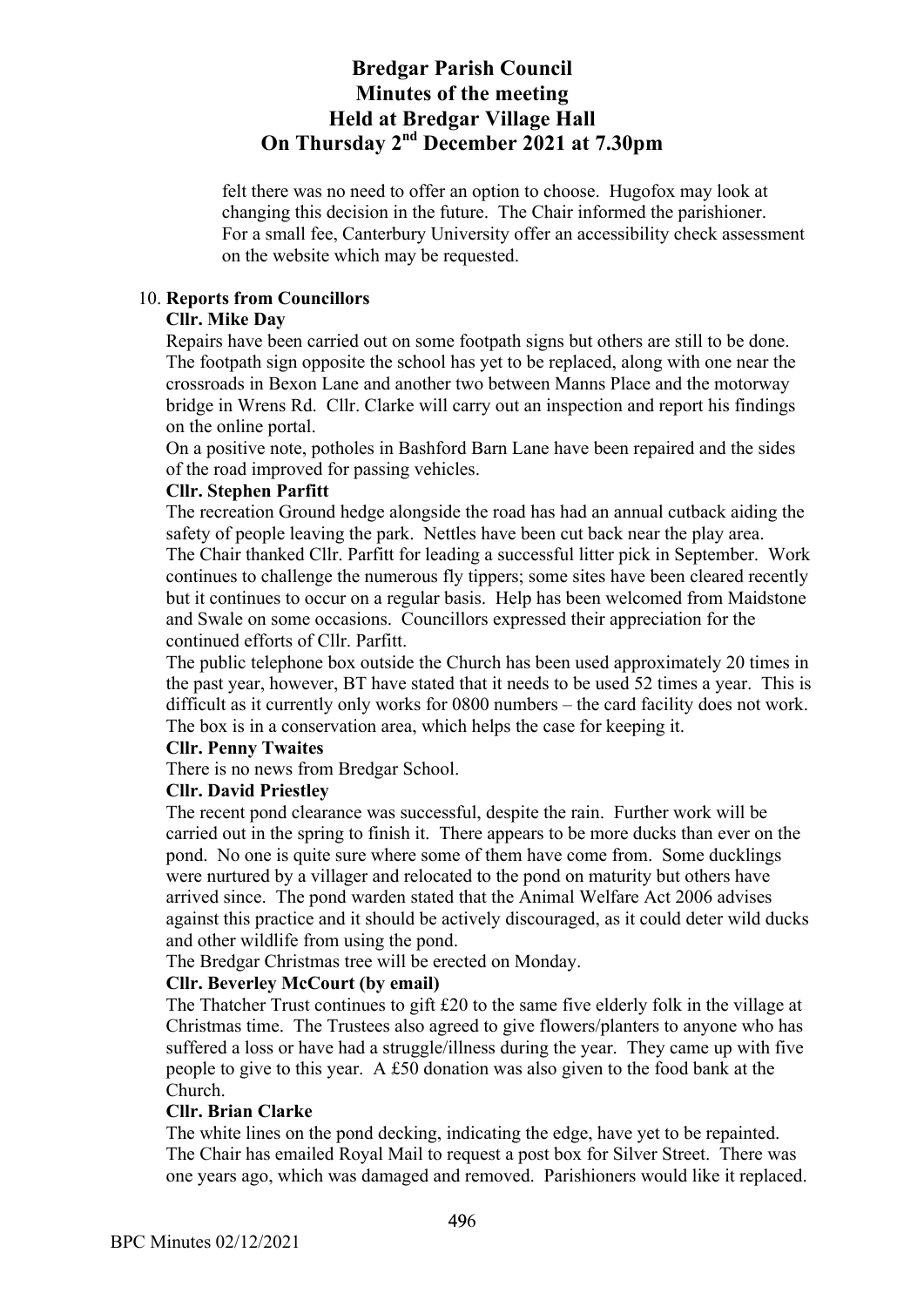felt there was no need to offer an option to choose. Hugofox may look at changing this decision in the future. The Chair informed the parishioner. For a small fee, Canterbury University offer an accessibility check assessment on the website which may be requested.

10. **Reports from Councillors**

**Cllr. Mike Day**

Repairs have been carried out on some footpath signs but others are still to be done. The footpath sign opposite the school has yet to be replaced, along with one near the crossroads in Bexon Lane and another two between Manns Place and the motorway bridge in Wrens Rd. Cllr. Clarke will carry out an inspection and report his findings on the online portal.

On a positive note, potholes in Bashford Barn Lane have been repaired and the sides of the road improved for passing vehicles.

**Cllr. Stephen Parfitt**

The recreation Ground hedge alongside the road has had an annual cutback aiding the safety of people leaving the park. Nettles have been cut back near the play area. The Chair thanked Cllr. Parfitt for leading a successful litter pick in September. Work continues to challenge the numerous fly tippers; some sites have been cleared recently but it continues to occur on a regular basis. Help has been welcomed from Maidstone and Swale on some occasions. Councillors expressed their appreciation for the continued efforts of Cllr. Parfitt.

The public telephone box outside the Church has been used approximately 20 times in the past year, however, BT have stated that it needs to be used 52 times a year. This is difficult as it currently only works for 0800 numbers – the card facility does not work. The box is in a conservation area, which helps the case for keeping it.

**Cllr. Penny Twaites**

There is no news from Bredgar School.

**Cllr. David Priestley**

The recent pond clearance was successful, despite the rain. Further work will be carried out in the spring to finish it. There appears to be more ducks than ever on the pond. No one is quite sure where some of them have come from. Some ducklings were nurtured by a villager and relocated to the pond on maturity but others have arrived since. The pond warden stated that the Animal Welfare Act 2006 advises against this practice and it should be actively discouraged, as it could deter wild ducks and other wildlife from using the pond.

The Bredgar Christmas tree will be erected on Monday.

**Cllr. Beverley McCourt (by email)**

The Thatcher Trust continues to gift £20 to the same five elderly folk in the village at Christmas time. The Trustees also agreed to give flowers/planters to anyone who has suffered a loss or have had a struggle/illness during the year. They came up with five people to give to this year. A £50 donation was also given to the food bank at the Church.

**Cllr. Brian Clarke**

The white lines on the pond decking, indicating the edge, have yet to be repainted. The Chair has emailed Royal Mail to request a post box for Silver Street. There was one years ago, which was damaged and removed. Parishioners would like it replaced.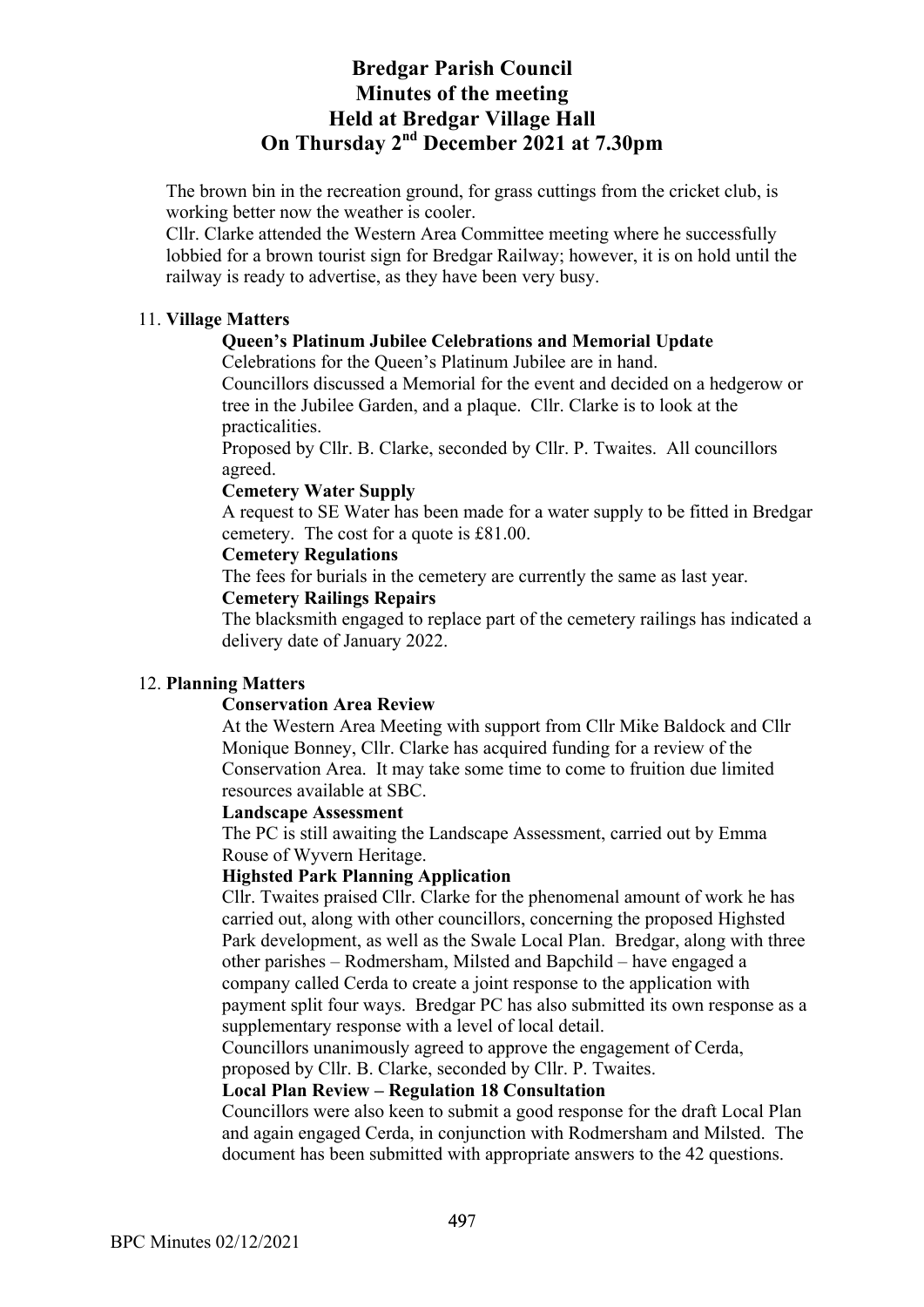# Bredgar Parish Council
# Minutes of the meeting
# Held at Bredgar Village Hall
# On Thursday 2nd December 2021 at 7.30pm

The brown bin in the recreation ground, for grass cuttings from the cricket club, is working better now the weather is cooler.
Cllr. Clarke attended the Western Area Committee meeting where he successfully lobbied for a brown tourist sign for Bredgar Railway; however, it is on hold until the railway is ready to advertise, as they have been very busy.

11. **Village Matters**

**Queen's Platinum Jubilee Celebrations and Memorial Update**
Celebrations for the Queen's Platinum Jubilee are in hand.
Councillors discussed a Memorial for the event and decided on a hedgerow or tree in the Jubilee Garden, and a plaque. Cllr. Clarke is to look at the practicalities.
Proposed by Cllr. B. Clarke, seconded by Cllr. P. Twaites. All councillors agreed.

**Cemetery Water Supply**
A request to SE Water has been made for a water supply to be fitted in Bredgar cemetery. The cost for a quote is £81.00.

**Cemetery Regulations**
The fees for burials in the cemetery are currently the same as last year.

**Cemetery Railings Repairs**
The blacksmith engaged to replace part of the cemetery railings has indicated a delivery date of January 2022.

12. **Planning Matters**

**Conservation Area Review**
At the Western Area Meeting with support from Cllr Mike Baldock and Cllr Monique Bonney, Cllr. Clarke has acquired funding for a review of the Conservation Area. It may take some time to come to fruition due limited resources available at SBC.

**Landscape Assessment**
The PC is still awaiting the Landscape Assessment, carried out by Emma Rouse of Wyvern Heritage.

**Highsted Park Planning Application**
Cllr. Twaites praised Cllr. Clarke for the phenomenal amount of work he has carried out, along with other councillors, concerning the proposed Highsted Park development, as well as the Swale Local Plan. Bredgar, along with three other parishes – Rodmersham, Milsted and Bapchild – have engaged a company called Cerda to create a joint response to the application with payment split four ways. Bredgar PC has also submitted its own response as a supplementary response with a level of local detail.
Councillors unanimously agreed to approve the engagement of Cerda, proposed by Cllr. B. Clarke, seconded by Cllr. P. Twaites.

**Local Plan Review – Regulation 18 Consultation**
Councillors were also keen to submit a good response for the draft Local Plan and again engaged Cerda, in conjunction with Rodmersham and Milsted. The document has been submitted with appropriate answers to the 42 questions.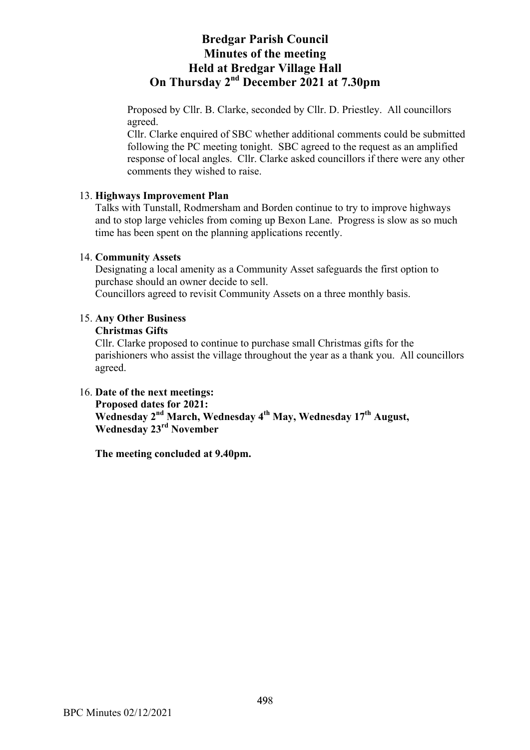# Bredgar Parish Council
# Minutes of the meeting
# Held at Bredgar Village Hall
# On Thursday 2nd December 2021 at 7.30pm

Proposed by Cllr. B. Clarke, seconded by Cllr. D. Priestley. All councillors agreed.

Cllr. Clarke enquired of SBC whether additional comments could be submitted following the PC meeting tonight. SBC agreed to the request as an amplified response of local angles. Cllr. Clarke asked councillors if there were any other comments they wished to raise.

13. **Highways Improvement Plan**

    Talks with Tunstall, Rodmersham and Borden continue to try to improve highways and to stop large vehicles from coming up Bexon Lane. Progress is slow as so much time has been spent on the planning applications recently.

14. **Community Assets**

    Designating a local amenity as a Community Asset safeguards the first option to purchase should an owner decide to sell.

    Councillors agreed to revisit Community Assets on a three monthly basis.

15. **Any Other Business**

    **Christmas Gifts**

    Cllr. Clarke proposed to continue to purchase small Christmas gifts for the parishioners who assist the village throughout the year as a thank you. All councillors agreed.

16. **Date of the next meetings:**

    **Proposed dates for 2021:**

    **Wednesday 2nd March, Wednesday 4th May, Wednesday 17th August, Wednesday 23rd November**

    **The meeting concluded at 9.40pm.**